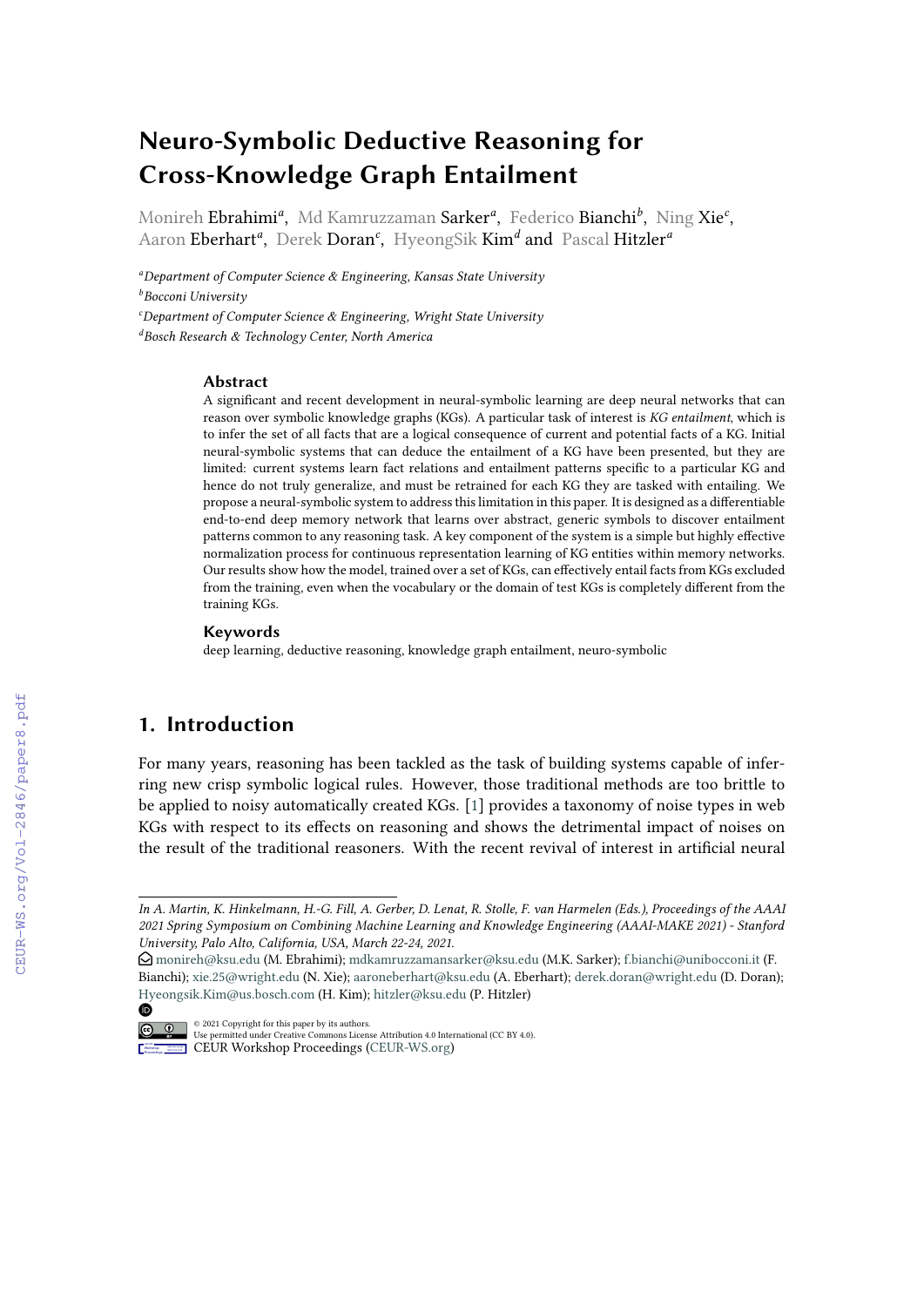# Neuro-Symbolic Deductive Reasoning for Cross-Knowledge Graph Entailment

Monireh Ebrahimi[a], Md Kamruzzaman Sarker[a], Federico Bianchi[b], Ning Xie[c], Aaron Eberhart[a], Derek Doran[c], HyeongSik Kim[d] and Pascal Hitzler[a]

[a]Department of Computer Science & Engineering, Kansas State University
[b]Bocconi University
[c]Department of Computer Science & Engineering, Wright State University
[d]Bosch Research & Technology Center, North America

### Abstract

A significant and recent development in neural-symbolic learning are deep neural networks that can reason over symbolic knowledge graphs (KGs). A particular task of interest is *KG entailment*, which is to infer the set of all facts that are a logical consequence of current and potential facts of a KG. Initial neural-symbolic systems that can deduce the entailment of a KG have been presented, but they are limited: current systems learn fact relations and entailment patterns specific to a particular KG and hence do not truly generalize, and must be retrained for each KG they are tasked with entailing. We propose a neural-symbolic system to address this limitation in this paper. It is designed as a differentiable end-to-end deep memory network that learns over abstract, generic symbols to discover entailment patterns common to any reasoning task. A key component of the system is a simple but highly effective normalization process for continuous representation learning of KG entities within memory networks. Our results show how the model, trained over a set of KGs, can effectively entail facts from KGs excluded from the training, even when the vocabulary or the domain of test KGs is completely different from the training KGs.

### Keywords

deep learning, deductive reasoning, knowledge graph entailment, neuro-symbolic

## 1. Introduction

For many years, reasoning has been tackled as the task of building systems capable of inferring new crisp symbolic logical rules. However, those traditional methods are too brittle to be applied to noisy automatically created KGs. [1] provides a taxonomy of noise types in web KGs with respect to its effects on reasoning and shows the detrimental impact of noises on the result of the traditional reasoners. With the recent revival of interest in artificial neural

---

*In A. Martin, K. Hinkelmann, H.-G. Fill, A. Gerber, D. Lenat, R. Stolle, F. van Harmelen (Eds.), Proceedings of the AAAI 2021 Spring Symposium on Combining Machine Learning and Knowledge Engineering (AAAI-MAKE 2021) - Stanford University, Palo Alto, California, USA, March 22-24, 2021.*

monireh@ksu.edu (M. Ebrahimi); mdkamruzzamansarker@ksu.edu (M.K. Sarker); f.bianchi@unibocconi.it (F. Bianchi); xie.25@wright.edu (N. Xie); aaroneberhart@ksu.edu (A. Eberhart); derek.doran@wright.edu (D. Doran); Hyeongsik.Kim@us.bosch.com (H. Kim); hitzler@ksu.edu (P. Hitzler)

© 2021 Copyright for this paper by its authors. Use permitted under Creative Commons License Attribution 4.0 International (CC BY 4.0).
CEUR Workshop Proceedings (CEUR-WS.org)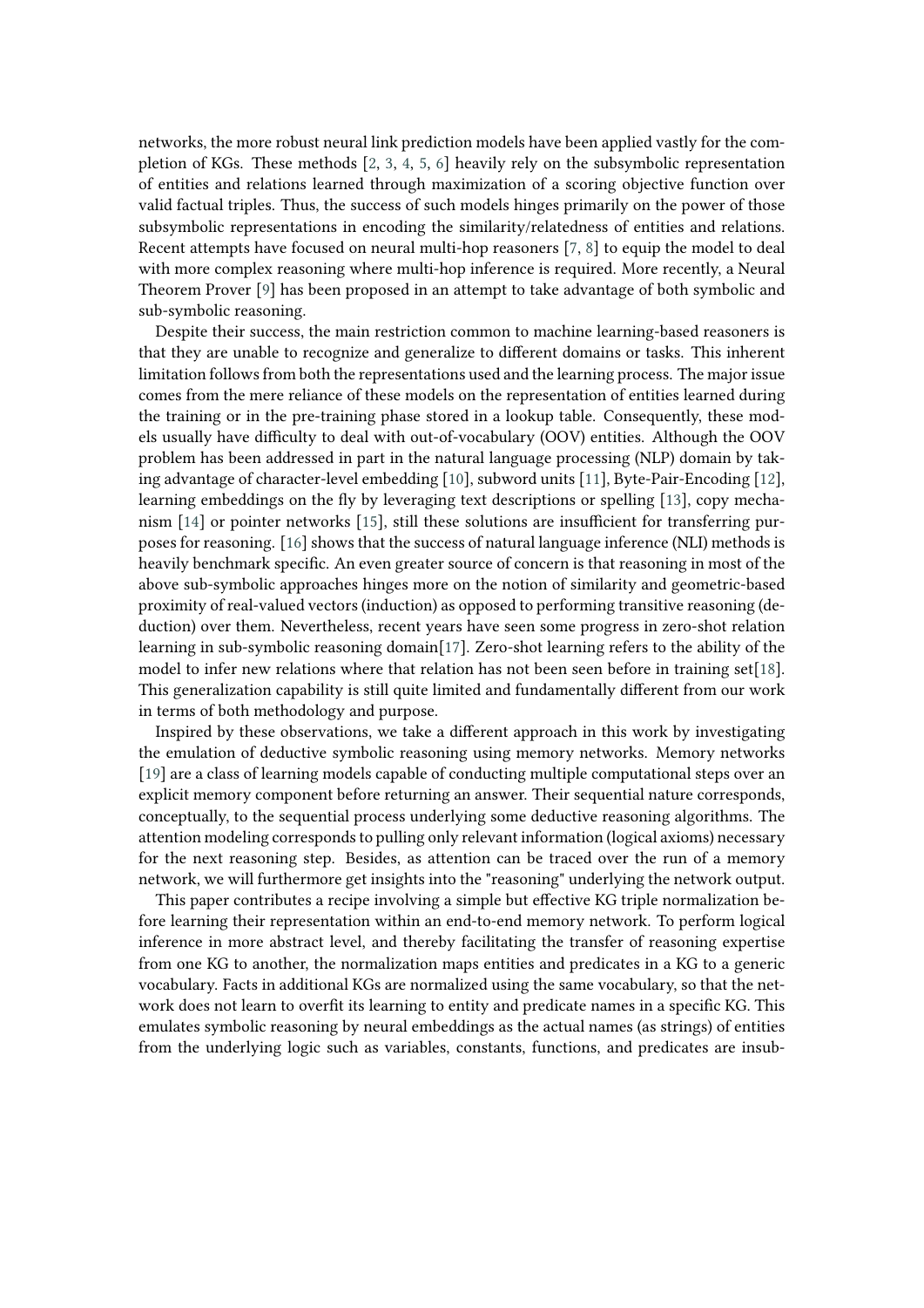networks, the more robust neural link prediction models have been applied vastly for the completion of KGs. These methods [2, 3, 4, 5, 6] heavily rely on the subsymbolic representation of entities and relations learned through maximization of a scoring objective function over valid factual triples. Thus, the success of such models hinges primarily on the power of those subsymbolic representations in encoding the similarity/relatedness of entities and relations. Recent attempts have focused on neural multi-hop reasoners [7, 8] to equip the model to deal with more complex reasoning where multi-hop inference is required. More recently, a Neural Theorem Prover [9] has been proposed in an attempt to take advantage of both symbolic and sub-symbolic reasoning.

Despite their success, the main restriction common to machine learning-based reasoners is that they are unable to recognize and generalize to different domains or tasks. This inherent limitation follows from both the representations used and the learning process. The major issue comes from the mere reliance of these models on the representation of entities learned during the training or in the pre-training phase stored in a lookup table. Consequently, these models usually have difficulty to deal with out-of-vocabulary (OOV) entities. Although the OOV problem has been addressed in part in the natural language processing (NLP) domain by taking advantage of character-level embedding [10], subword units [11], Byte-Pair-Encoding [12], learning embeddings on the fly by leveraging text descriptions or spelling [13], copy mechanism [14] or pointer networks [15], still these solutions are insufficient for transferring purposes for reasoning. [16] shows that the success of natural language inference (NLI) methods is heavily benchmark specific. An even greater source of concern is that reasoning in most of the above sub-symbolic approaches hinges more on the notion of similarity and geometric-based proximity of real-valued vectors (induction) as opposed to performing transitive reasoning (deduction) over them. Nevertheless, recent years have seen some progress in zero-shot relation learning in sub-symbolic reasoning domain[17]. Zero-shot learning refers to the ability of the model to infer new relations where that relation has not been seen before in training set[18]. This generalization capability is still quite limited and fundamentally different from our work in terms of both methodology and purpose.

Inspired by these observations, we take a different approach in this work by investigating the emulation of deductive symbolic reasoning using memory networks. Memory networks [19] are a class of learning models capable of conducting multiple computational steps over an explicit memory component before returning an answer. Their sequential nature corresponds, conceptually, to the sequential process underlying some deductive reasoning algorithms. The attention modeling corresponds to pulling only relevant information (logical axioms) necessary for the next reasoning step. Besides, as attention can be traced over the run of a memory network, we will furthermore get insights into the "reasoning" underlying the network output.

This paper contributes a recipe involving a simple but effective KG triple normalization before learning their representation within an end-to-end memory network. To perform logical inference in more abstract level, and thereby facilitating the transfer of reasoning expertise from one KG to another, the normalization maps entities and predicates in a KG to a generic vocabulary. Facts in additional KGs are normalized using the same vocabulary, so that the network does not learn to overfit its learning to entity and predicate names in a specific KG. This emulates symbolic reasoning by neural embeddings as the actual names (as strings) of entities from the underlying logic such as variables, constants, functions, and predicates are insub-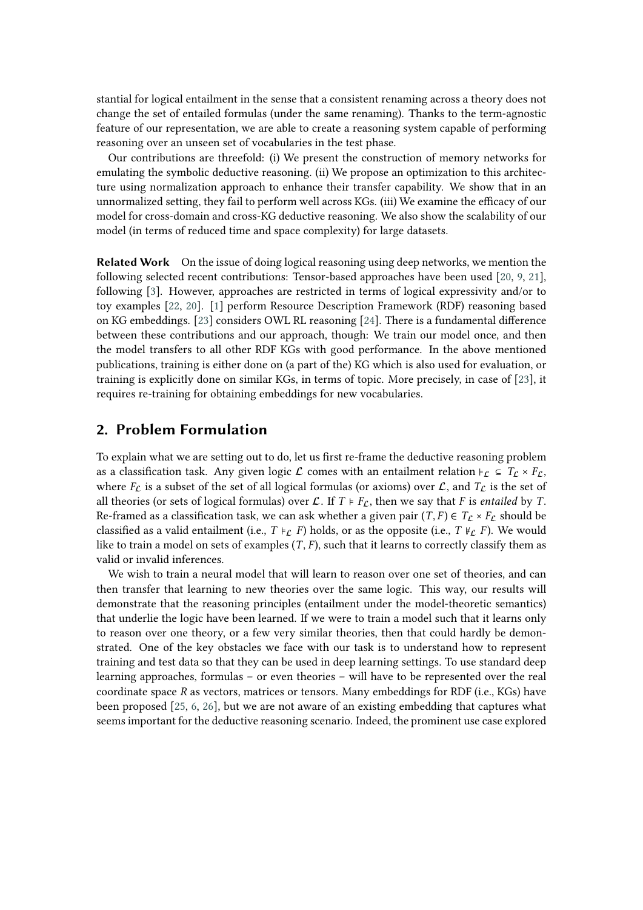stantial for logical entailment in the sense that a consistent renaming across a theory does not change the set of entailed formulas (under the same renaming). Thanks to the term-agnostic feature of our representation, we are able to create a reasoning system capable of performing reasoning over an unseen set of vocabularies in the test phase.

Our contributions are threefold: (i) We present the construction of memory networks for emulating the symbolic deductive reasoning. (ii) We propose an optimization to this architecture using normalization approach to enhance their transfer capability. We show that in an unnormalized setting, they fail to perform well across KGs. (iii) We examine the efficacy of our model for cross-domain and cross-KG deductive reasoning. We also show the scalability of our model (in terms of reduced time and space complexity) for large datasets.

**Related Work** On the issue of doing logical reasoning using deep networks, we mention the following selected recent contributions: Tensor-based approaches have been used [20, 9, 21], following [3]. However, approaches are restricted in terms of logical expressivity and/or to toy examples [22, 20]. [1] perform Resource Description Framework (RDF) reasoning based on KG embeddings. [23] considers OWL RL reasoning [24]. There is a fundamental difference between these contributions and our approach, though: We train our model once, and then the model transfers to all other RDF KGs with good performance. In the above mentioned publications, training is either done on (a part of the) KG which is also used for evaluation, or training is explicitly done on similar KGs, in terms of topic. More precisely, in case of [23], it requires re-training for obtaining embeddings for new vocabularies.

## 2. Problem Formulation

To explain what we are setting out to do, let us first re-frame the deductive reasoning problem as a classification task. Any given logic $\mathcal{L}$ comes with an entailment relation $\models_{\mathcal{L}} \subseteq T_{\mathcal{L}} \times F_{\mathcal{L}}$, where $F_{\mathcal{L}}$ is a subset of the set of all logical formulas (or axioms) over $\mathcal{L}$, and $T_{\mathcal{L}}$ is the set of all theories (or sets of logical formulas) over $\mathcal{L}$. If $T \models F_{\mathcal{L}}$, then we say that $F$ is *entailed* by $T$. Re-framed as a classification task, we can ask whether a given pair $(T, F) \in T_{\mathcal{L}} \times F_{\mathcal{L}}$ should be classified as a valid entailment (i.e., $T \models_{\mathcal{L}} F$) holds, or as the opposite (i.e., $T \not\models_{\mathcal{L}} F$). We would like to train a model on sets of examples $(T, F)$, such that it learns to correctly classify them as valid or invalid inferences.

We wish to train a neural model that will learn to reason over one set of theories, and can then transfer that learning to new theories over the same logic. This way, our results will demonstrate that the reasoning principles (entailment under the model-theoretic semantics) that underlie the logic have been learned. If we were to train a model such that it learns only to reason over one theory, or a few very similar theories, then that could hardly be demonstrated. One of the key obstacles we face with our task is to understand how to represent training and test data so that they can be used in deep learning settings. To use standard deep learning approaches, formulas – or even theories – will have to be represented over the real coordinate space $R$ as vectors, matrices or tensors. Many embeddings for RDF (i.e., KGs) have been proposed [25, 6, 26], but we are not aware of an existing embedding that captures what seems important for the deductive reasoning scenario. Indeed, the prominent use case explored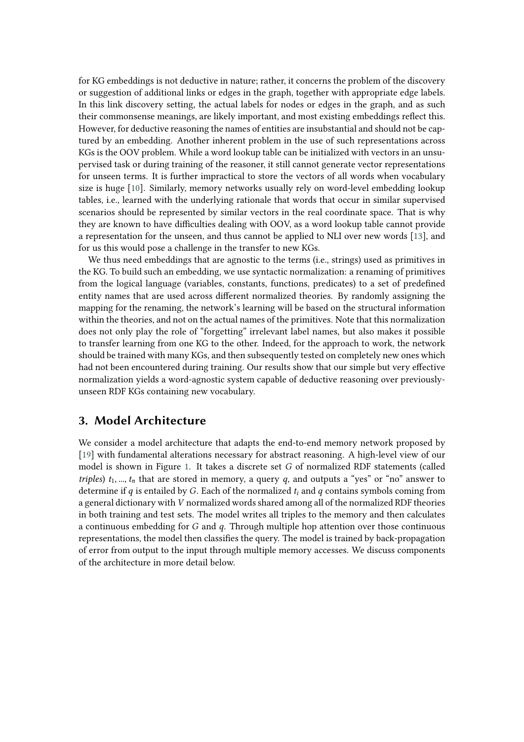for KG embeddings is not deductive in nature; rather, it concerns the problem of the discovery or suggestion of additional links or edges in the graph, together with appropriate edge labels. In this link discovery setting, the actual labels for nodes or edges in the graph, and as such their commonsense meanings, are likely important, and most existing embeddings reflect this. However, for deductive reasoning the names of entities are insubstantial and should not be captured by an embedding. Another inherent problem in the use of such representations across KGs is the OOV problem. While a word lookup table can be initialized with vectors in an unsupervised task or during training of the reasoner, it still cannot generate vector representations for unseen terms. It is further impractical to store the vectors of all words when vocabulary size is huge [10]. Similarly, memory networks usually rely on word-level embedding lookup tables, i.e., learned with the underlying rationale that words that occur in similar supervised scenarios should be represented by similar vectors in the real coordinate space. That is why they are known to have difficulties dealing with OOV, as a word lookup table cannot provide a representation for the unseen, and thus cannot be applied to NLI over new words [13], and for us this would pose a challenge in the transfer to new KGs.

We thus need embeddings that are agnostic to the terms (i.e., strings) used as primitives in the KG. To build such an embedding, we use syntactic normalization: a renaming of primitives from the logical language (variables, constants, functions, predicates) to a set of predefined entity names that are used across different normalized theories. By randomly assigning the mapping for the renaming, the network's learning will be based on the structural information within the theories, and not on the actual names of the primitives. Note that this normalization does not only play the role of "forgetting" irrelevant label names, but also makes it possible to transfer learning from one KG to the other. Indeed, for the approach to work, the network should be trained with many KGs, and then subsequently tested on completely new ones which had not been encountered during training. Our results show that our simple but very effective normalization yields a word-agnostic system capable of deductive reasoning over previously-unseen RDF KGs containing new vocabulary.

## 3. Model Architecture

We consider a model architecture that adapts the end-to-end memory network proposed by [19] with fundamental alterations necessary for abstract reasoning. A high-level view of our model is shown in Figure 1. It takes a discrete set $G$ of normalized RDF statements (called *triples*) $t_1, ..., t_n$ that are stored in memory, a query $q$, and outputs a "yes" or "no" answer to determine if $q$ is entailed by $G$. Each of the normalized $t_i$ and $q$ contains symbols coming from a general dictionary with $V$ normalized words shared among all of the normalized RDF theories in both training and test sets. The model writes all triples to the memory and then calculates a continuous embedding for $G$ and $q$. Through multiple hop attention over those continuous representations, the model then classifies the query. The model is trained by back-propagation of error from output to the input through multiple memory accesses. We discuss components of the architecture in more detail below.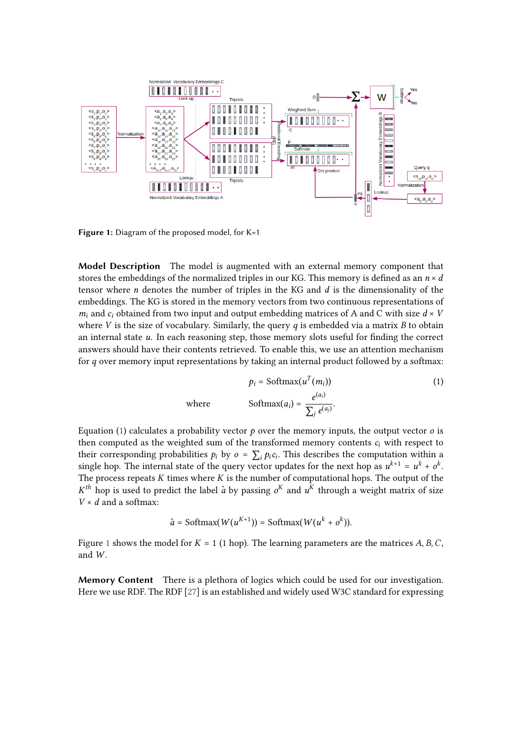**Figure 1:** Diagram of the proposed model, for K=1

**Model Description** The model is augmented with an external memory component that stores the embeddings of the normalized triples in our KG. This memory is defined as an $n \times d$ tensor where $n$ denotes the number of triples in the KG and $d$ is the dimensionality of the embeddings. The KG is stored in the memory vectors from two continuous representations of $m_i$ and $c_i$ obtained from two input and output embedding matrices of A and C with size $d \times V$ where $V$ is the size of vocabulary. Similarly, the query $q$ is embedded via a matrix $B$ to obtain an internal state $u$. In each reasoning step, those memory slots useful for finding the correct answers should have their contents retrieved. To enable this, we use an attention mechanism for $q$ over memory input representations by taking an internal product followed by a softmax:

$$p_i = \text{Softmax}(u^T(m_i)) \tag{1}$$

$$\text{where} \qquad \text{Softmax}(a_i) = \frac{e^{(a_i)}}{\sum_j e^{(a_j)}}.$$

Equation (1) calculates a probability vector $p$ over the memory inputs, the output vector $o$ is then computed as the weighted sum of the transformed memory contents $c_i$ with respect to their corresponding probabilities $p_i$ by $o = \sum_i p_i c_i$. This describes the computation within a single hop. The internal state of the query vector updates for the next hop as $u^{k+1} = u^k + o^k$. The process repeats $K$ times where $K$ is the number of computational hops. The output of the $K^{th}$ hop is used to predict the label $\hat{a}$ by passing $o^K$ and $u^K$ through a weight matrix of size $V \times d$ and a softmax:

$$\hat{a} = \text{Softmax}(W(u^{K+1})) = \text{Softmax}(W(u^k + o^k)).$$

Figure 1 shows the model for $K = 1$ (1 hop). The learning parameters are the matrices $A, B, C$, and $W$.

**Memory Content** There is a plethora of logics which could be used for our investigation. Here we use RDF. The RDF [27] is an established and widely used W3C standard for expressing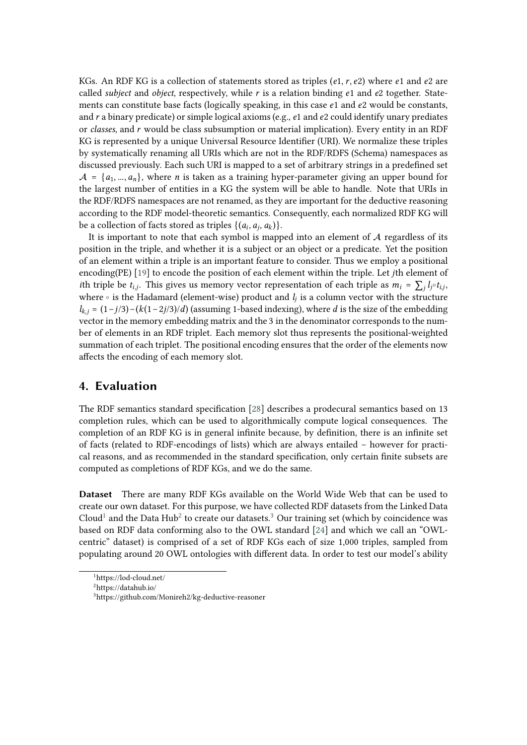KGs. An RDF KG is a collection of statements stored as triples $(e1, r, e2)$ where $e1$ and $e2$ are called *subject* and *object*, respectively, while $r$ is a relation binding $e1$ and $e2$ together. Statements can constitute base facts (logically speaking, in this case $e1$ and $e2$ would be constants, and $r$ a binary predicate) or simple logical axioms (e.g., $e1$ and $e2$ could identify unary prediates or *classes*, and $r$ would be class subsumption or material implication). Every entity in an RDF KG is represented by a unique Universal Resource Identifier (URI). We normalize these triples by systematically renaming all URIs which are not in the RDF/RDFS (Schema) namespaces as discussed previously. Each such URI is mapped to a set of arbitrary strings in a predefined set $\mathcal{A} = \{a_1, ..., a_n\}$, where $n$ is taken as a training hyper-parameter giving an upper bound for the largest number of entities in a KG the system will be able to handle. Note that URIs in the RDF/RDFS namespaces are not renamed, as they are important for the deductive reasoning according to the RDF model-theoretic semantics. Consequently, each normalized RDF KG will be a collection of facts stored as triples $\{(a_i, a_j, a_k)\}$.

It is important to note that each symbol is mapped into an element of $\mathcal{A}$ regardless of its position in the triple, and whether it is a subject or an object or a predicate. Yet the position of an element within a triple is an important feature to consider. Thus we employ a positional encoding(PE) [19] to encode the position of each element within the triple. Let $j$th element of $i$th triple be $t_{i,j}$. This gives us memory vector representation of each triple as $m_i = \sum_j l_j \circ t_{i,j}$, where $\circ$ is the Hadamard (element-wise) product and $l_j$ is a column vector with the structure $l_{k,j} = (1 - j/3) - (k(1 - 2j/3)/d)$ (assuming 1-based indexing), where $d$ is the size of the embedding vector in the memory embedding matrix and the 3 in the denominator corresponds to the number of elements in an RDF triplet. Each memory slot thus represents the positional-weighted summation of each triplet. The positional encoding ensures that the order of the elements now affects the encoding of each memory slot.

## 4. Evaluation

The RDF semantics standard specification [28] describes a prodecural semantics based on 13 completion rules, which can be used to algorithmically compute logical consequences. The completion of an RDF KG is in general infinite because, by definition, there is an infinite set of facts (related to RDF-encodings of lists) which are always entailed – however for practical reasons, and as recommended in the standard specification, only certain finite subsets are computed as completions of RDF KGs, and we do the same.

**Dataset** There are many RDF KGs available on the World Wide Web that can be used to create our own dataset. For this purpose, we have collected RDF datasets from the Linked Data Cloud[1] and the Data Hub[2] to create our datasets.[3] Our training set (which by coincidence was based on RDF data conforming also to the OWL standard [24] and which we call an "OWL-centric" dataset) is comprised of a set of RDF KGs each of size 1,000 triples, sampled from populating around 20 OWL ontologies with different data. In order to test our model's ability

[1] https://lod-cloud.net/

[2] https://datahub.io/

[3] https://github.com/Monireh2/kg-deductive-reasoner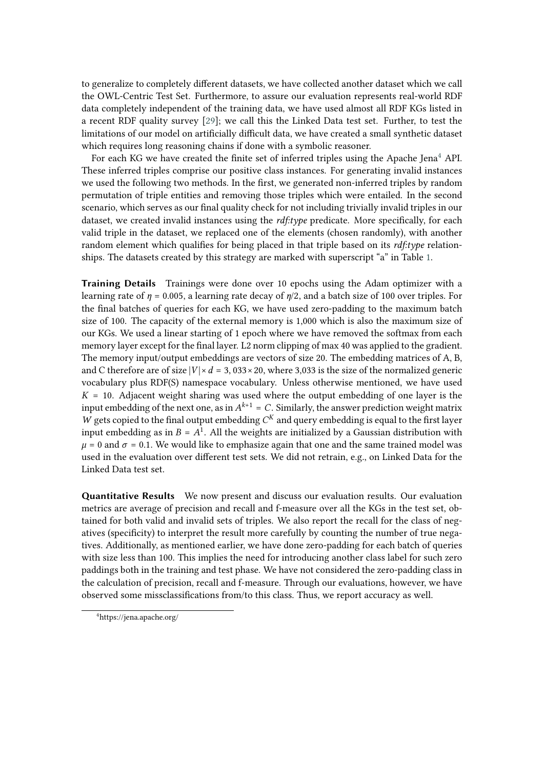to generalize to completely different datasets, we have collected another dataset which we call the OWL-Centric Test Set. Furthermore, to assure our evaluation represents real-world RDF data completely independent of the training data, we have used almost all RDF KGs listed in a recent RDF quality survey [29]; we call this the Linked Data test set. Further, to test the limitations of our model on artificially difficult data, we have created a small synthetic dataset which requires long reasoning chains if done with a symbolic reasoner.

For each KG we have created the finite set of inferred triples using the Apache Jena[4] API. These inferred triples comprise our positive class instances. For generating invalid instances we used the following two methods. In the first, we generated non-inferred triples by random permutation of triple entities and removing those triples which were entailed. In the second scenario, which serves as our final quality check for not including trivially invalid triples in our dataset, we created invalid instances using the *rdf:type* predicate. More specifically, for each valid triple in the dataset, we replaced one of the elements (chosen randomly), with another random element which qualifies for being placed in that triple based on its *rdf:type* relationships. The datasets created by this strategy are marked with superscript "a" in Table 1.

**Training Details** Trainings were done over 10 epochs using the Adam optimizer with a learning rate of $\eta = 0.005$, a learning rate decay of $\eta/2$, and a batch size of 100 over triples. For the final batches of queries for each KG, we have used zero-padding to the maximum batch size of 100. The capacity of the external memory is 1,000 which is also the maximum size of our KGs. We used a linear starting of 1 epoch where we have removed the softmax from each memory layer except for the final layer. L2 norm clipping of max 40 was applied to the gradient. The memory input/output embeddings are vectors of size 20. The embedding matrices of A, B, and C therefore are of size $|V| \times d = 3,033 \times 20$, where 3,033 is the size of the normalized generic vocabulary plus RDF(S) namespace vocabulary. Unless otherwise mentioned, we have used $K = 10$. Adjacent weight sharing was used where the output embedding of one layer is the input embedding of the next one, as in $A^{k+1} = C$. Similarly, the answer prediction weight matrix $W$ gets copied to the final output embedding $C^K$ and query embedding is equal to the first layer input embedding as in $B = A^1$. All the weights are initialized by a Gaussian distribution with $\mu = 0$ and $\sigma = 0.1$. We would like to emphasize again that one and the same trained model was used in the evaluation over different test sets. We did not retrain, e.g., on Linked Data for the Linked Data test set.

**Quantitative Results** We now present and discuss our evaluation results. Our evaluation metrics are average of precision and recall and f-measure over all the KGs in the test set, obtained for both valid and invalid sets of triples. We also report the recall for the class of negatives (specificity) to interpret the result more carefully by counting the number of true negatives. Additionally, as mentioned earlier, we have done zero-padding for each batch of queries with size less than 100. This implies the need for introducing another class label for such zero paddings both in the training and test phase. We have not considered the zero-padding class in the calculation of precision, recall and f-measure. Through our evaluations, however, we have observed some missclassifications from/to this class. Thus, we report accuracy as well.

[4] https://jena.apache.org/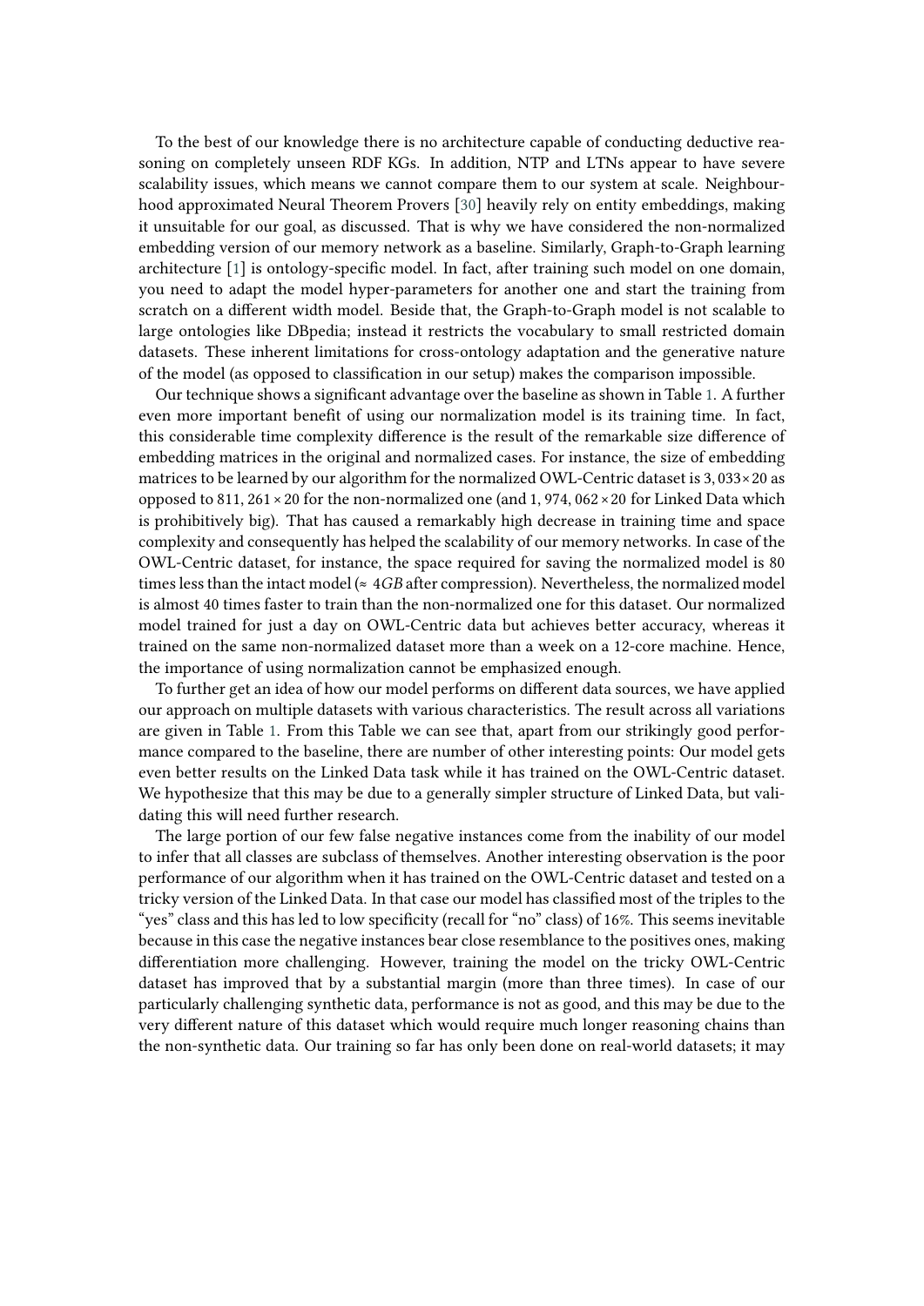To the best of our knowledge there is no architecture capable of conducting deductive reasoning on completely unseen RDF KGs. In addition, NTP and LTNs appear to have severe scalability issues, which means we cannot compare them to our system at scale. Neighbourhood approximated Neural Theorem Provers [30] heavily rely on entity embeddings, making it unsuitable for our goal, as discussed. That is why we have considered the non-normalized embedding version of our memory network as a baseline. Similarly, Graph-to-Graph learning architecture [1] is ontology-specific model. In fact, after training such model on one domain, you need to adapt the model hyper-parameters for another one and start the training from scratch on a different width model. Beside that, the Graph-to-Graph model is not scalable to large ontologies like DBpedia; instead it restricts the vocabulary to small restricted domain datasets. These inherent limitations for cross-ontology adaptation and the generative nature of the model (as opposed to classification in our setup) makes the comparison impossible.

Our technique shows a significant advantage over the baseline as shown in Table 1. A further even more important benefit of using our normalization model is its training time. In fact, this considerable time complexity difference is the result of the remarkable size difference of embedding matrices in the original and normalized cases. For instance, the size of embedding matrices to be learned by our algorithm for the normalized OWL-Centric dataset is $3,033 \times 20$ as opposed to $811,261 \times 20$ for the non-normalized one (and $1,974,062 \times 20$ for Linked Data which is prohibitively big). That has caused a remarkably high decrease in training time and space complexity and consequently has helped the scalability of our memory networks. In case of the OWL-Centric dataset, for instance, the space required for saving the normalized model is 80 times less than the intact model ($\approx 4GB$ after compression). Nevertheless, the normalized model is almost 40 times faster to train than the non-normalized one for this dataset. Our normalized model trained for just a day on OWL-Centric data but achieves better accuracy, whereas it trained on the same non-normalized dataset more than a week on a 12-core machine. Hence, the importance of using normalization cannot be emphasized enough.

To further get an idea of how our model performs on different data sources, we have applied our approach on multiple datasets with various characteristics. The result across all variations are given in Table 1. From this Table we can see that, apart from our strikingly good performance compared to the baseline, there are number of other interesting points: Our model gets even better results on the Linked Data task while it has trained on the OWL-Centric dataset. We hypothesize that this may be due to a generally simpler structure of Linked Data, but validating this will need further research.

The large portion of our few false negative instances come from the inability of our model to infer that all classes are subclass of themselves. Another interesting observation is the poor performance of our algorithm when it has trained on the OWL-Centric dataset and tested on a tricky version of the Linked Data. In that case our model has classified most of the triples to the "yes" class and this has led to low specificity (recall for "no" class) of 16%. This seems inevitable because in this case the negative instances bear close resemblance to the positives ones, making differentiation more challenging. However, training the model on the tricky OWL-Centric dataset has improved that by a substantial margin (more than three times). In case of our particularly challenging synthetic data, performance is not as good, and this may be due to the very different nature of this dataset which would require much longer reasoning chains than the non-synthetic data. Our training so far has only been done on real-world datasets; it may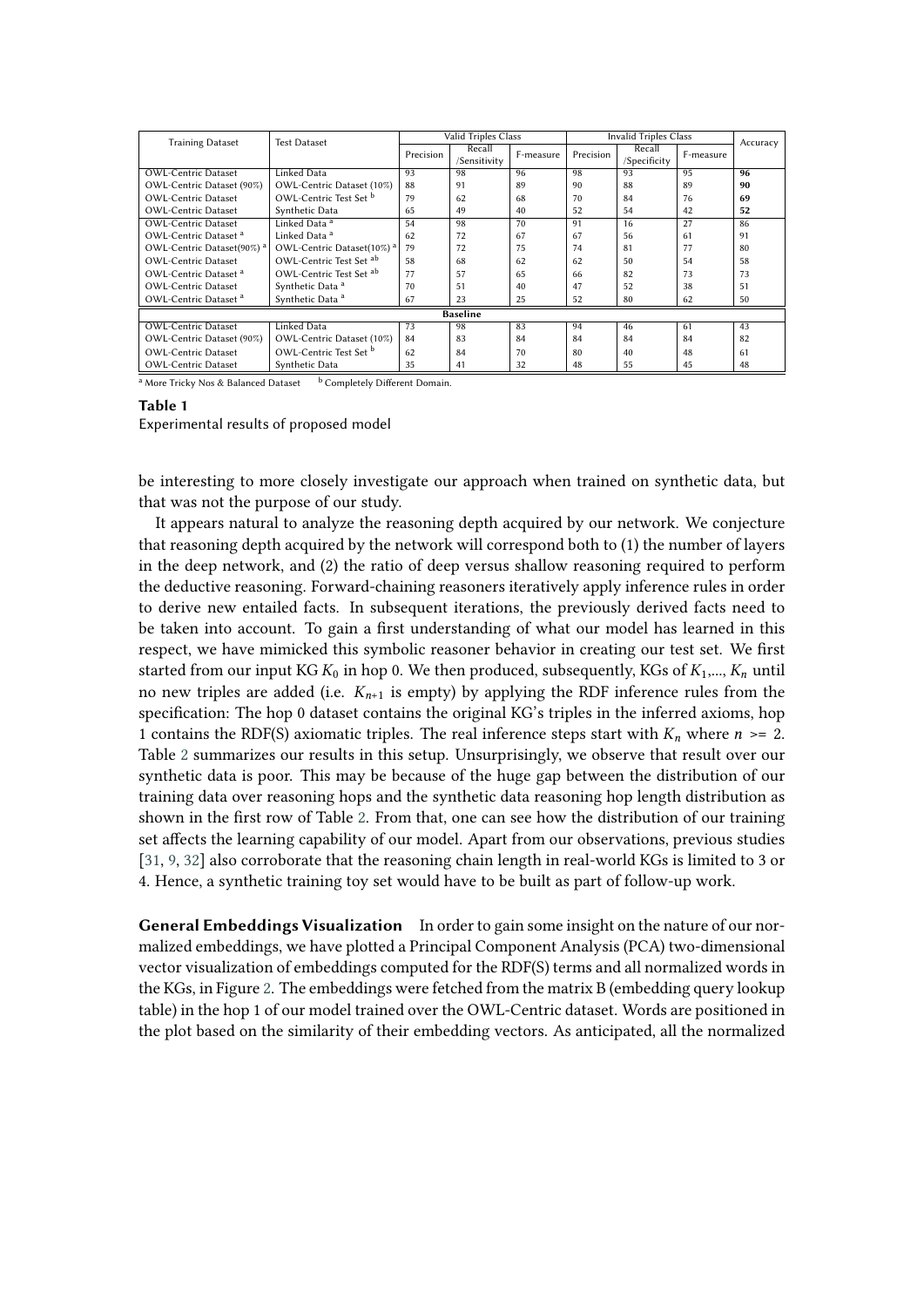| Training Dataset | Test Dataset | Valid Triples Class | | | Invalid Triples Class | | | Accuracy |
|---|---|---|---|---|---|---|---|---|
| | | Precision | Recall /Sensitivity | F-measure | Precision | Recall /Specificity | F-measure | |
| OWL-Centric Dataset | Linked Data | 93 | 98 | 96 | 98 | 93 | 95 | **96** |
| OWL-Centric Dataset (90%) | OWL-Centric Dataset (10%) | 88 | 91 | 89 | 90 | 88 | 89 | **90** |
| OWL-Centric Dataset | OWL-Centric Test Set [b] | 79 | 62 | 68 | 70 | 84 | 76 | **69** |
| OWL-Centric Dataset | Synthetic Data | 65 | 49 | 40 | 52 | 54 | 42 | **52** |
| OWL-Centric Dataset | Linked Data [a] | 54 | 98 | 70 | 91 | 16 | 27 | 86 |
| OWL-Centric Dataset [a] | Linked Data [a] | 62 | 72 | 67 | 67 | 56 | 61 | 91 |
| OWL-Centric Dataset(90%) [a] | OWL-Centric Dataset(10%) [a] | 79 | 72 | 75 | 74 | 81 | 77 | 80 |
| OWL-Centric Dataset | OWL-Centric Test Set [ab] | 58 | 68 | 62 | 62 | 50 | 54 | 58 |
| OWL-Centric Dataset [a] | OWL-Centric Test Set [ab] | 77 | 57 | 65 | 66 | 82 | 73 | 73 |
| OWL-Centric Dataset | Synthetic Data [a] | 70 | 51 | 40 | 47 | 52 | 38 | 51 |
| OWL-Centric Dataset [a] | Synthetic Data [a] | 67 | 23 | 25 | 52 | 80 | 62 | 50 |
| **Baseline** | | | | | | | | |
| OWL-Centric Dataset | Linked Data | 73 | 98 | 83 | 94 | 46 | 61 | 43 |
| OWL-Centric Dataset (90%) | OWL-Centric Dataset (10%) | 84 | 83 | 84 | 84 | 84 | 84 | 82 |
| OWL-Centric Dataset | OWL-Centric Test Set [b] | 62 | 84 | 70 | 80 | 40 | 48 | 61 |
| OWL-Centric Dataset | Synthetic Data | 35 | 41 | 32 | 48 | 55 | 45 | 48 |

[a] More Tricky Nos & Balanced Dataset [b] Completely Different Domain.

**Table 1**
Experimental results of proposed model

be interesting to more closely investigate our approach when trained on synthetic data, but that was not the purpose of our study.

It appears natural to analyze the reasoning depth acquired by our network. We conjecture that reasoning depth acquired by the network will correspond both to (1) the number of layers in the deep network, and (2) the ratio of deep versus shallow reasoning required to perform the deductive reasoning. Forward-chaining reasoners iteratively apply inference rules in order to derive new entailed facts. In subsequent iterations, the previously derived facts need to be taken into account. To gain a first understanding of what our model has learned in this respect, we have mimicked this symbolic reasoner behavior in creating our test set. We first started from our input KG $K_0$ in hop 0. We then produced, subsequently, KGs of $K_1$,..., $K_n$ until no new triples are added (i.e. $K_{n+1}$ is empty) by applying the RDF inference rules from the specification: The hop 0 dataset contains the original KG's triples in the inferred axioms, hop 1 contains the RDF(S) axiomatic triples. The real inference steps start with $K_n$ where $n >= 2$. Table 2 summarizes our results in this setup. Unsurprisingly, we observe that result over our synthetic data is poor. This may be because of the huge gap between the distribution of our training data over reasoning hops and the synthetic data reasoning hop length distribution as shown in the first row of Table 2. From that, one can see how the distribution of our training set affects the learning capability of our model. Apart from our observations, previous studies [31, 9, 32] also corroborate that the reasoning chain length in real-world KGs is limited to 3 or 4. Hence, a synthetic training toy set would have to be built as part of follow-up work.

**General Embeddings Visualization** In order to gain some insight on the nature of our normalized embeddings, we have plotted a Principal Component Analysis (PCA) two-dimensional vector visualization of embeddings computed for the RDF(S) terms and all normalized words in the KGs, in Figure 2. The embeddings were fetched from the matrix B (embedding query lookup table) in the hop 1 of our model trained over the OWL-Centric dataset. Words are positioned in the plot based on the similarity of their embedding vectors. As anticipated, all the normalized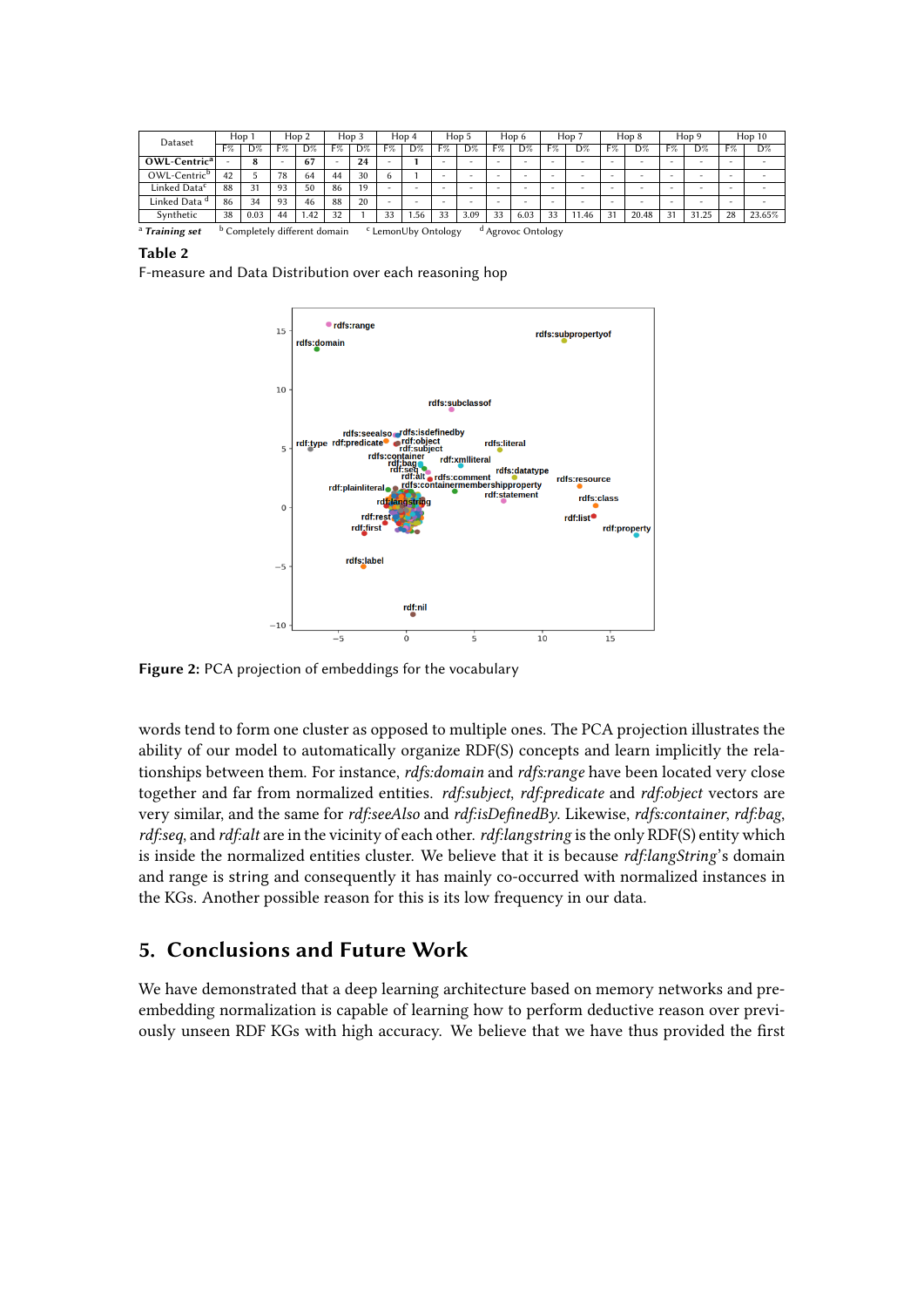| Dataset | Hop 1 | | Hop 2 | | Hop 3 | | Hop 4 | | Hop 5 | | Hop 6 | | Hop 7 | | Hop 8 | | Hop 9 | | Hop 10 | |
|---|---|---|---|---|---|---|---|---|---|---|---|---|---|---|---|---|---|---|---|---|
| | F% | D% | F% | D% | F% | D% | F% | D% | F% | D% | F% | D% | F% | D% | F% | D% | F% | D% | F% | D% |
| **OWL-Centric[a]** | - | **8** | - | **67** | - | **24** | - | **1** | - | - | - | - | - | - | - | - | - | - | - | - |
| OWL-Centric[b] | 42 | 5 | 78 | 64 | 44 | 30 | 6 | 1 | - | - | - | - | - | - | - | - | - | - | - | - |
| Linked Data[c] | 88 | 31 | 93 | 50 | 86 | 19 | - | - | - | - | - | - | - | - | - | - | - | - | - | - |
| Linked Data [d] | 86 | 34 | 93 | 46 | 88 | 20 | - | - | - | - | - | - | - | - | - | - | - | - | - | - |
| Synthetic | 38 | 0.03 | 44 | 1.42 | 32 | 1 | 33 | 1.56 | 33 | 3.09 | 33 | 6.03 | 33 | 11.46 | 31 | 20.48 | 31 | 31.25 | 28 | 23.65% |

[a] ***Training set*** [b] Completely different domain [c] LemonUby Ontology [d] Agrovoc Ontology

**Table 2**

F-measure and Data Distribution over each reasoning hop

**Figure 2:** PCA projection of embeddings for the vocabulary

words tend to form one cluster as opposed to multiple ones. The PCA projection illustrates the ability of our model to automatically organize RDF(S) concepts and learn implicitly the relationships between them. For instance, *rdfs:domain* and *rdfs:range* have been located very close together and far from normalized entities. *rdf:subject*, *rdf:predicate* and *rdf:object* vectors are very similar, and the same for *rdf:seeAlso* and *rdf:isDefinedBy*. Likewise, *rdfs:container*, *rdf:bag*, *rdf:seq*, and *rdf:alt* are in the vicinity of each other. *rdf:langstring* is the only RDF(S) entity which is inside the normalized entities cluster. We believe that it is because *rdf:langString*'s domain and range is string and consequently it has mainly co-occurred with normalized instances in the KGs. Another possible reason for this is its low frequency in our data.

## 5. Conclusions and Future Work

We have demonstrated that a deep learning architecture based on memory networks and pre-embedding normalization is capable of learning how to perform deductive reason over previously unseen RDF KGs with high accuracy. We believe that we have thus provided the first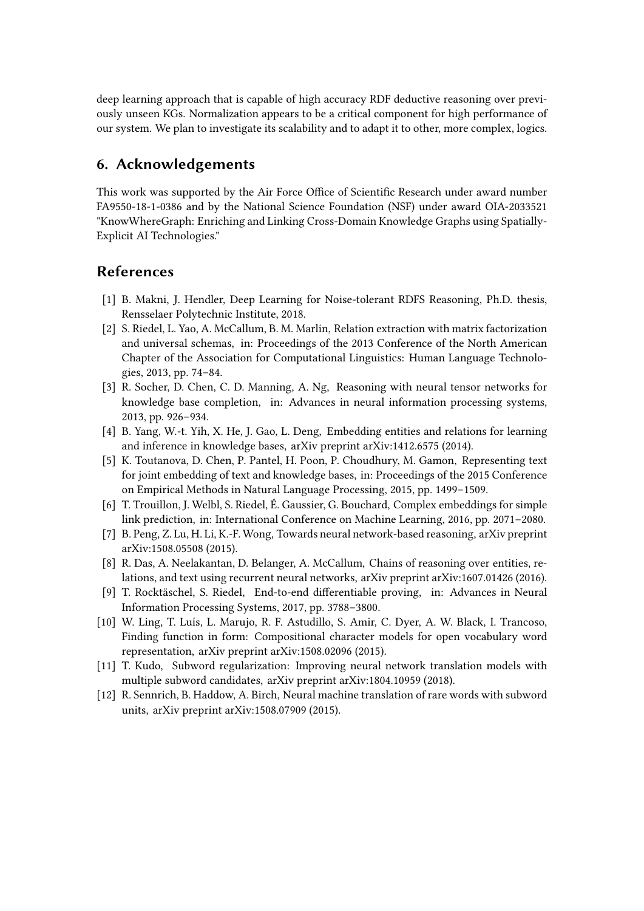deep learning approach that is capable of high accuracy RDF deductive reasoning over previously unseen KGs. Normalization appears to be a critical component for high performance of our system. We plan to investigate its scalability and to adapt it to other, more complex, logics.

## 6. Acknowledgements

This work was supported by the Air Force Office of Scientific Research under award number FA9550-18-1-0386 and by the National Science Foundation (NSF) under award OIA-2033521 "KnowWhereGraph: Enriching and Linking Cross-Domain Knowledge Graphs using Spatially-Explicit AI Technologies."

## References

[1] B. Makni, J. Hendler, Deep Learning for Noise-tolerant RDFS Reasoning, Ph.D. thesis, Rensselaer Polytechnic Institute, 2018.

[2] S. Riedel, L. Yao, A. McCallum, B. M. Marlin, Relation extraction with matrix factorization and universal schemas, in: Proceedings of the 2013 Conference of the North American Chapter of the Association for Computational Linguistics: Human Language Technologies, 2013, pp. 74–84.

[3] R. Socher, D. Chen, C. D. Manning, A. Ng, Reasoning with neural tensor networks for knowledge base completion, in: Advances in neural information processing systems, 2013, pp. 926–934.

[4] B. Yang, W.-t. Yih, X. He, J. Gao, L. Deng, Embedding entities and relations for learning and inference in knowledge bases, arXiv preprint arXiv:1412.6575 (2014).

[5] K. Toutanova, D. Chen, P. Pantel, H. Poon, P. Choudhury, M. Gamon, Representing text for joint embedding of text and knowledge bases, in: Proceedings of the 2015 Conference on Empirical Methods in Natural Language Processing, 2015, pp. 1499–1509.

[6] T. Trouillon, J. Welbl, S. Riedel, É. Gaussier, G. Bouchard, Complex embeddings for simple link prediction, in: International Conference on Machine Learning, 2016, pp. 2071–2080.

[7] B. Peng, Z. Lu, H. Li, K.-F. Wong, Towards neural network-based reasoning, arXiv preprint arXiv:1508.05508 (2015).

[8] R. Das, A. Neelakantan, D. Belanger, A. McCallum, Chains of reasoning over entities, relations, and text using recurrent neural networks, arXiv preprint arXiv:1607.01426 (2016).

[9] T. Rocktäschel, S. Riedel, End-to-end differentiable proving, in: Advances in Neural Information Processing Systems, 2017, pp. 3788–3800.

[10] W. Ling, T. Luís, L. Marujo, R. F. Astudillo, S. Amir, C. Dyer, A. W. Black, I. Trancoso, Finding function in form: Compositional character models for open vocabulary word representation, arXiv preprint arXiv:1508.02096 (2015).

[11] T. Kudo, Subword regularization: Improving neural network translation models with multiple subword candidates, arXiv preprint arXiv:1804.10959 (2018).

[12] R. Sennrich, B. Haddow, A. Birch, Neural machine translation of rare words with subword units, arXiv preprint arXiv:1508.07909 (2015).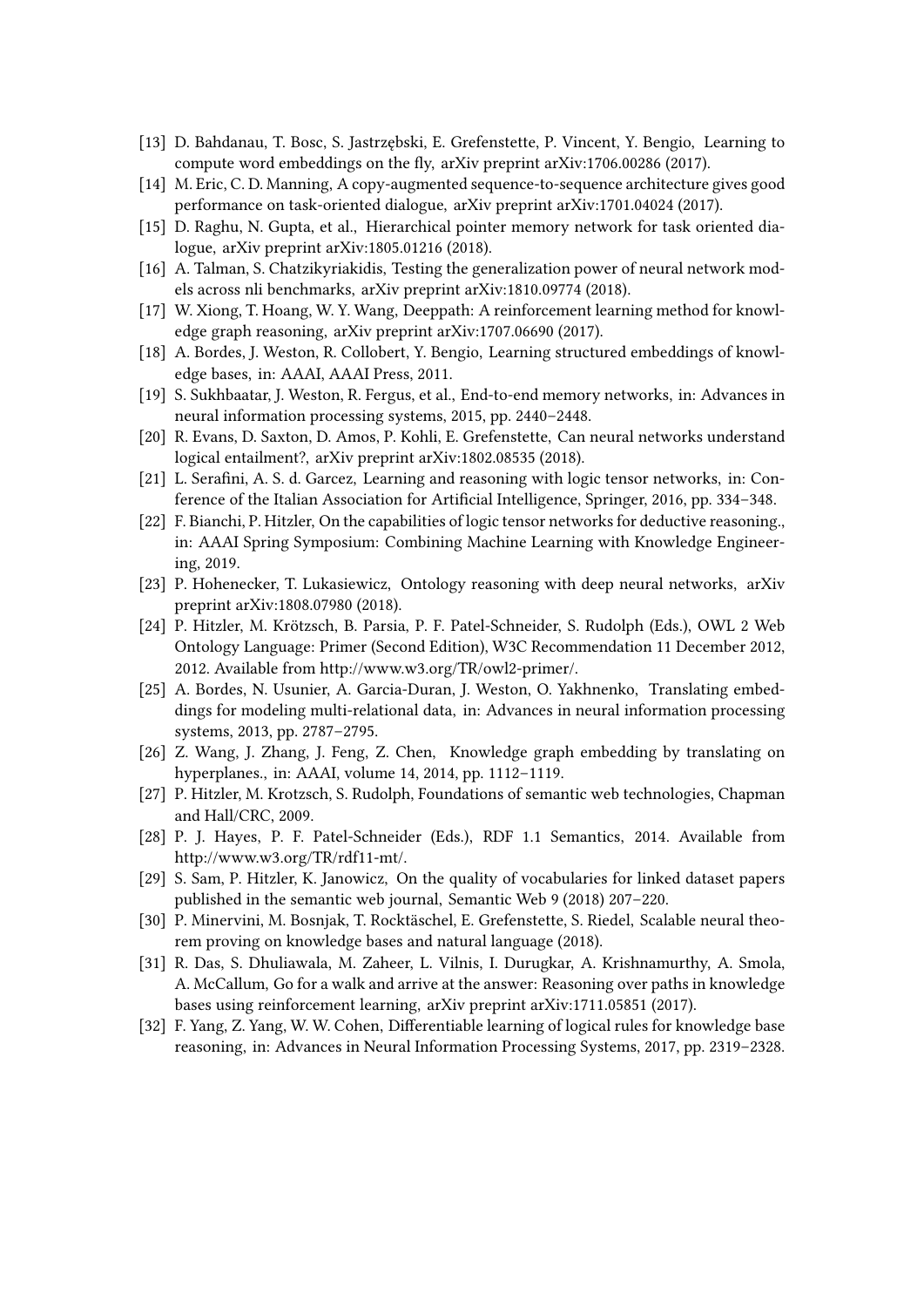[13] D. Bahdanau, T. Bosc, S. Jastrzębski, E. Grefenstette, P. Vincent, Y. Bengio, Learning to compute word embeddings on the fly, arXiv preprint arXiv:1706.00286 (2017).

[14] M. Eric, C. D. Manning, A copy-augmented sequence-to-sequence architecture gives good performance on task-oriented dialogue, arXiv preprint arXiv:1701.04024 (2017).

[15] D. Raghu, N. Gupta, et al., Hierarchical pointer memory network for task oriented dialogue, arXiv preprint arXiv:1805.01216 (2018).

[16] A. Talman, S. Chatzikyriakidis, Testing the generalization power of neural network models across nli benchmarks, arXiv preprint arXiv:1810.09774 (2018).

[17] W. Xiong, T. Hoang, W. Y. Wang, Deeppath: A reinforcement learning method for knowledge graph reasoning, arXiv preprint arXiv:1707.06690 (2017).

[18] A. Bordes, J. Weston, R. Collobert, Y. Bengio, Learning structured embeddings of knowledge bases, in: AAAI, AAAI Press, 2011.

[19] S. Sukhbaatar, J. Weston, R. Fergus, et al., End-to-end memory networks, in: Advances in neural information processing systems, 2015, pp. 2440–2448.

[20] R. Evans, D. Saxton, D. Amos, P. Kohli, E. Grefenstette, Can neural networks understand logical entailment?, arXiv preprint arXiv:1802.08535 (2018).

[21] L. Serafini, A. S. d. Garcez, Learning and reasoning with logic tensor networks, in: Conference of the Italian Association for Artificial Intelligence, Springer, 2016, pp. 334–348.

[22] F. Bianchi, P. Hitzler, On the capabilities of logic tensor networks for deductive reasoning., in: AAAI Spring Symposium: Combining Machine Learning with Knowledge Engineering, 2019.

[23] P. Hohenecker, T. Lukasiewicz, Ontology reasoning with deep neural networks, arXiv preprint arXiv:1808.07980 (2018).

[24] P. Hitzler, M. Krötzsch, B. Parsia, P. F. Patel-Schneider, S. Rudolph (Eds.), OWL 2 Web Ontology Language: Primer (Second Edition), W3C Recommendation 11 December 2012, 2012. Available from http://www.w3.org/TR/owl2-primer/.

[25] A. Bordes, N. Usunier, A. Garcia-Duran, J. Weston, O. Yakhnenko, Translating embeddings for modeling multi-relational data, in: Advances in neural information processing systems, 2013, pp. 2787–2795.

[26] Z. Wang, J. Zhang, J. Feng, Z. Chen, Knowledge graph embedding by translating on hyperplanes., in: AAAI, volume 14, 2014, pp. 1112–1119.

[27] P. Hitzler, M. Krotzsch, S. Rudolph, Foundations of semantic web technologies, Chapman and Hall/CRC, 2009.

[28] P. J. Hayes, P. F. Patel-Schneider (Eds.), RDF 1.1 Semantics, 2014. Available from http://www.w3.org/TR/rdf11-mt/.

[29] S. Sam, P. Hitzler, K. Janowicz, On the quality of vocabularies for linked dataset papers published in the semantic web journal, Semantic Web 9 (2018) 207–220.

[30] P. Minervini, M. Bosnjak, T. Rocktäschel, E. Grefenstette, S. Riedel, Scalable neural theorem proving on knowledge bases and natural language (2018).

[31] R. Das, S. Dhuliawala, M. Zaheer, L. Vilnis, I. Durugkar, A. Krishnamurthy, A. Smola, A. McCallum, Go for a walk and arrive at the answer: Reasoning over paths in knowledge bases using reinforcement learning, arXiv preprint arXiv:1711.05851 (2017).

[32] F. Yang, Z. Yang, W. W. Cohen, Differentiable learning of logical rules for knowledge base reasoning, in: Advances in Neural Information Processing Systems, 2017, pp. 2319–2328.